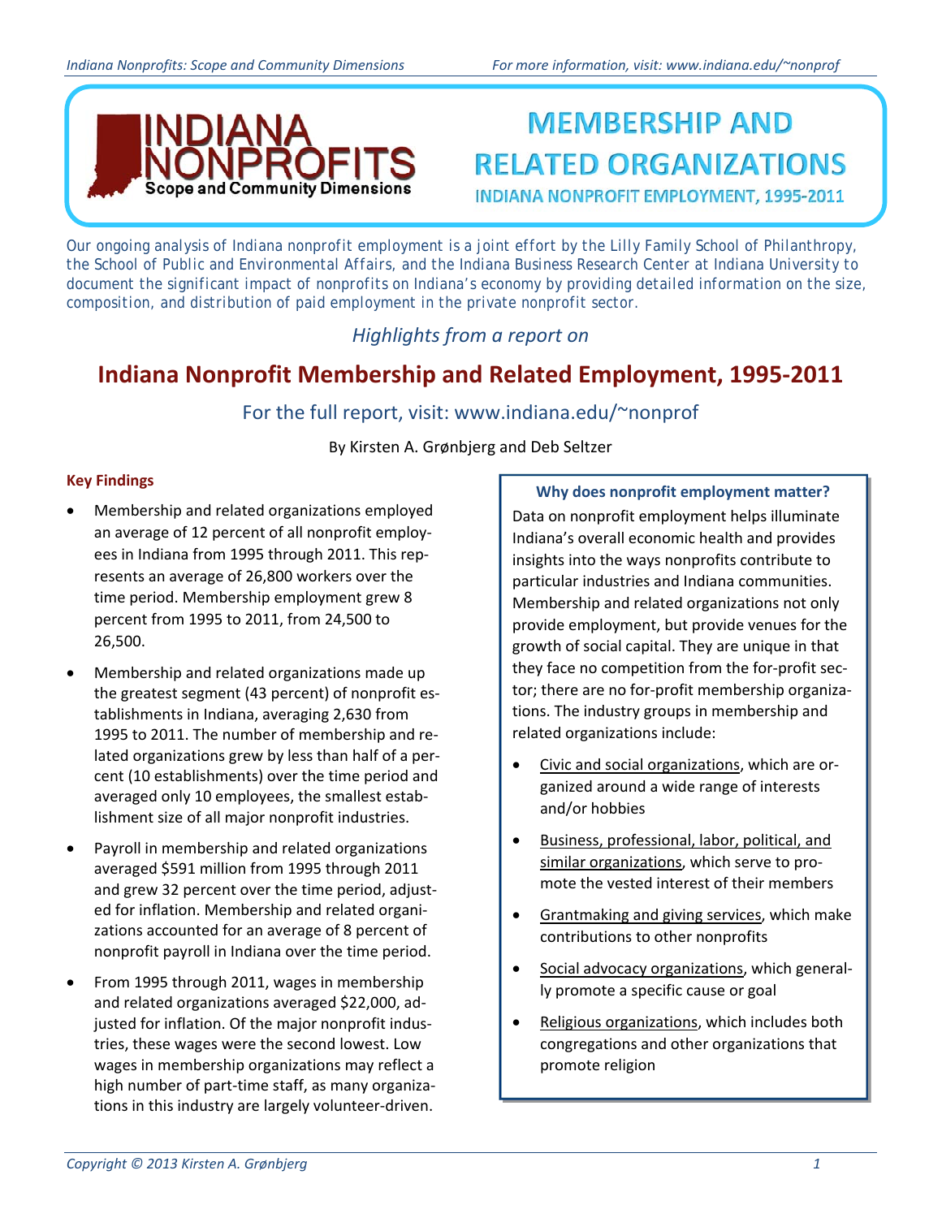# MEMBERSHIP AND RELATED ORGANIZATIONS

### INDIANA NONPROFIT EMPLOYMENT, 1995-2011

*Our ongoing analysis of Indiana nonprofit employment is a joint effort by the Lilly Family School of Philanthropy, the School of Public and Environmental Affairs, and the Indiana Business Research Center at Indiana University to document the significant impact of nonprofits on Indiana's economy by providing detailed information on the size, composition, and distribution of paid employment in the private nonprofit sector.*

*Highlights from a report on*

## Indiana Nonprofit Membership and Related Employment, 1995-2011

For the full report, visit: www.indiana.edu/~nonprof

By Kirsten A. Grønbjerg and Deb Seltzer

### Key Findings

- Membership and related organizations employed an average of 12 percent of all nonprofit employees in Indiana from 1995 through 2011. This represents an average of 26,800 workers over the time period. Membership employment grew 8 percent from 1995 to 2011, from 24,500 to 26,500.
- Membership and related organizations made up the greatest segment (43 percent) of nonprofit establishments in Indiana, averaging 2,630 from 1995 to 2011. The number of membership and related organizations grew by less than half of a percent (10 establishments) over the time period and averaged only 10 employees, the smallest establishment size of all major nonprofit industries.
- Payroll in membership and related organizations averaged $591 million from 1995 through 2011 and grew 32 percent over the time period, adjusted for inflation. Membership and related organizations accounted for an average of 8 percent of nonprofit payroll in Indiana over the time period.
- From 1995 through 2011, wages in membership and related organizations averaged $22,000, adjusted for inflation. Of the major nonprofit industries, these wages were the second lowest. Low wages in membership organizations may reflect a high number of part-time staff, as many organizations in this industry are largely volunteer-driven.

### Why does nonprofit employment matter?

Data on nonprofit employment helps illuminate Indiana's overall economic health and provides insights into the ways nonprofits contribute to particular industries and Indiana communities. Membership and related organizations not only provide employment, but provide venues for the growth of social capital. They are unique in that they face no competition from the for-profit sector; there are no for-profit membership organizations. The industry groups in membership and related organizations include:

- Civic and social organizations, which are organized around a wide range of interests and/or hobbies
- Business, professional, labor, political, and similar organizations, which serve to promote the vested interest of their members
- Grantmaking and giving services, which make contributions to other nonprofits
- Social advocacy organizations, which generally promote a specific cause or goal
- Religious organizations, which includes both congregations and other organizations that promote religion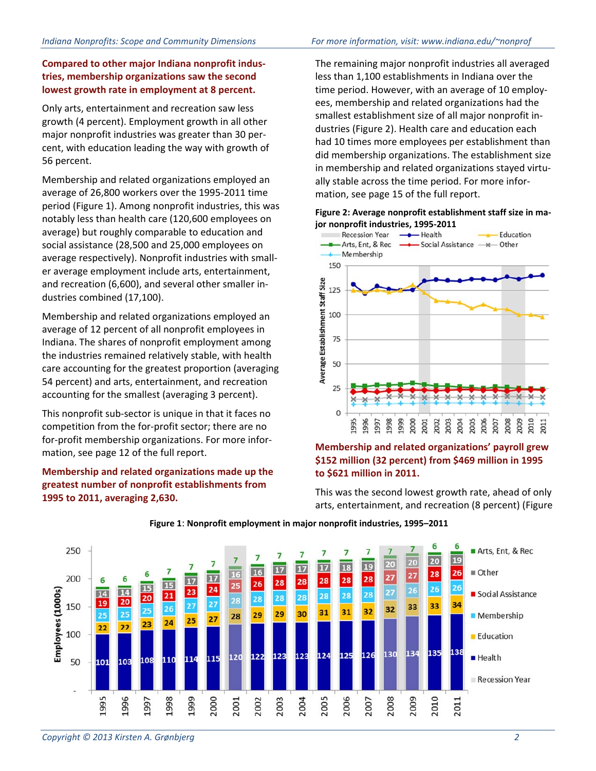**Compared to other major Indiana nonprofit industries, membership organizations saw the second lowest growth rate in employment at 8 percent.**

Only arts, entertainment and recreation saw less growth (4 percent). Employment growth in all other major nonprofit industries was greater than 30 percent, with education leading the way with growth of 56 percent.

Membership and related organizations employed an average of 26,800 workers over the 1995-2011 time period (Figure 1). Among nonprofit industries, this was notably less than health care (120,600 employees on average) but roughly comparable to education and social assistance (28,500 and 25,000 employees on average respectively). Nonprofit industries with smaller average employment include arts, entertainment, and recreation (6,600), and several other smaller industries combined (17,100).

Membership and related organizations employed an average of 12 percent of all nonprofit employees in Indiana. The shares of nonprofit employment among the industries remained relatively stable, with health care accounting for the greatest proportion (averaging 54 percent) and arts, entertainment, and recreation accounting for the smallest (averaging 3 percent).

This nonprofit sub-sector is unique in that it faces no competition from the for-profit sector; there are no for-profit membership organizations. For more information, see page 12 of the full report.

**Membership and related organizations made up the greatest number of nonprofit establishments from 1995 to 2011, averaging 2,630.**

The remaining major nonprofit industries all averaged less than 1,100 establishments in Indiana over the time period. However, with an average of 10 employees, membership and related organizations had the smallest establishment size of all major nonprofit industries (Figure 2). Health care and education each had 10 times more employees per establishment than did membership organizations. The establishment size in membership and related organizations stayed virtually stable across the time period. For more information, see page 15 of the full report.

**Figure 2: Average nonprofit establishment staff size in major nonprofit industries, 1995-2011**

**Membership and related organizations' payroll grew $152 million (32 percent) from $469 million in 1995 to $621 million in 2011.**

This was the second lowest growth rate, ahead of only arts, entertainment, and recreation (8 percent) (Figure

**Figure 1**: **Nonprofit employment in major nonprofit industries, 1995–2011**

| Year | Health | Education | Membership | Social Assistance | Other | Arts, Ent, & Rec |
|---|---|---|---|---|---|---|
| 1995 | 101 | 22 | 25 | 19 | 14 | 6 |
| 1996 | 103 | 22 | 25 | 20 | 14 | 6 |
| 1997 | 108 | 23 | 25 | 20 | 15 | 6 |
| 1998 | 110 | 24 | 26 | 21 | 15 | 7 |
| 1999 | 114 | 25 | 27 | 23 | 17 | 7 |
| 2000 | 115 | 27 | 27 | 24 | 17 | 7 |
| 2001 | 120 | 28 | 28 | 25 | 16 | 7 |
| 2002 | 122 | 29 | 28 | 26 | 16 | 7 |
| 2003 | 123 | 29 | 28 | 28 | 17 | 7 |
| 2004 | 123 | 30 | 28 | 28 | 17 | 7 |
| 2005 | 124 | 31 | 28 | 28 | 17 | 7 |
| 2006 | 125 | 31 | 28 | 28 | 18 | 7 |
| 2007 | 126 | 32 | 28 | 28 | 19 | 7 |
| 2008 | 130 | 32 | 27 | 27 | 20 | 7 |
| 2009 | 134 | 33 | 26 | 27 | 20 | 7 |
| 2010 | 135 | 33 | 26 | 28 | 20 | 6 |
| 2011 | 138 | 34 | 26 | 26 | 19 | 6 |

Employees (1000s). Recession years: 2001, 2008, 2009.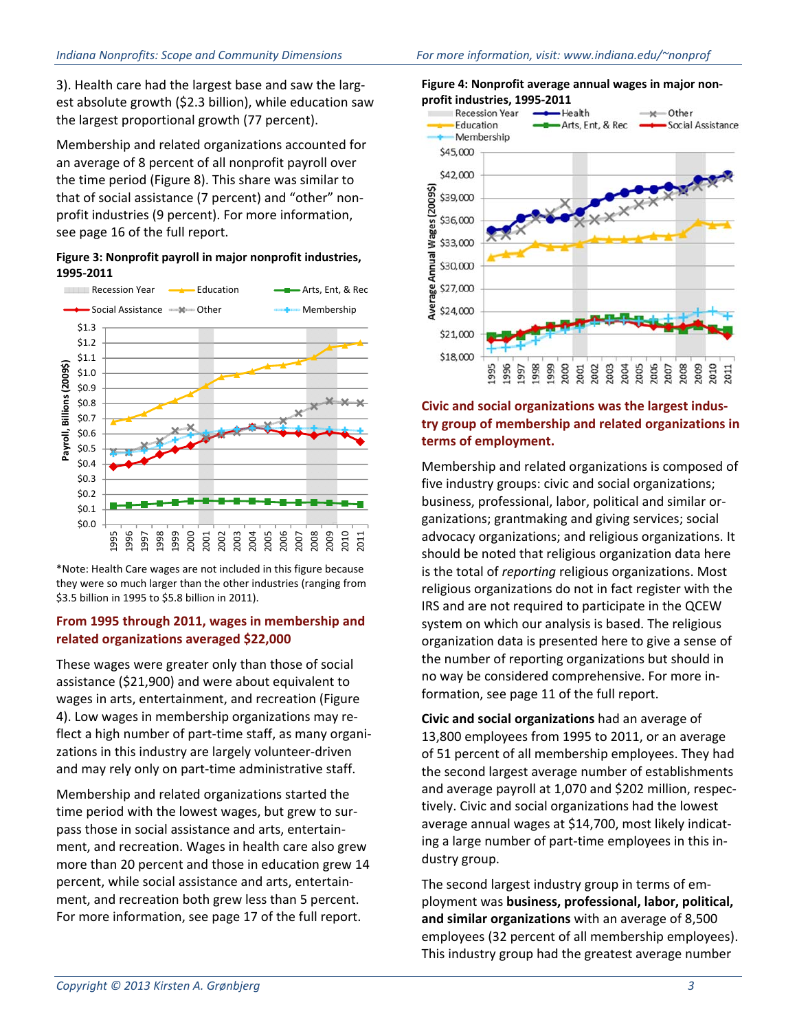3). Health care had the largest base and saw the largest absolute growth ($2.3 billion), while education saw the largest proportional growth (77 percent).

Membership and related organizations accounted for an average of 8 percent of all nonprofit payroll over the time period (Figure 8). This share was similar to that of social assistance (7 percent) and "other" nonprofit industries (9 percent). For more information, see page 16 of the full report.

**Figure 3: Nonprofit payroll in major nonprofit industries, 1995-2011**

*Note: Health Care wages are not included in this figure because they were so much larger than the other industries (ranging from $3.5 billion in 1995 to $5.8 billion in 2011).

### From 1995 through 2011, wages in membership and related organizations averaged $22,000

These wages were greater only than those of social assistance ($21,900) and were about equivalent to wages in arts, entertainment, and recreation (Figure 4). Low wages in membership organizations may reflect a high number of part-time staff, as many organizations in this industry are largely volunteer-driven and may rely only on part-time administrative staff.

Membership and related organizations started the time period with the lowest wages, but grew to surpass those in social assistance and arts, entertainment, and recreation. Wages in health care also grew more than 20 percent and those in education grew 14 percent, while social assistance and arts, entertainment, and recreation both grew less than 5 percent. For more information, see page 17 of the full report.

**Figure 4: Nonprofit average annual wages in major nonprofit industries, 1995-2011**

### Civic and social organizations was the largest industry group of membership and related organizations in terms of employment.

Membership and related organizations is composed of five industry groups: civic and social organizations; business, professional, labor, political and similar organizations; grantmaking and giving services; social advocacy organizations; and religious organizations. It should be noted that religious organization data here is the total of *reporting* religious organizations. Most religious organizations do not in fact register with the IRS and are not required to participate in the QCEW system on which our analysis is based. The religious organization data is presented here to give a sense of the number of reporting organizations but should in no way be considered comprehensive. For more information, see page 11 of the full report.

**Civic and social organizations** had an average of 13,800 employees from 1995 to 2011, or an average of 51 percent of all membership employees. They had the second largest average number of establishments and average payroll at 1,070 and $202 million, respectively. Civic and social organizations had the lowest average annual wages at $14,700, most likely indicating a large number of part-time employees in this industry group.

The second largest industry group in terms of employment was **business, professional, labor, political, and similar organizations** with an average of 8,500 employees (32 percent of all membership employees). This industry group had the greatest average number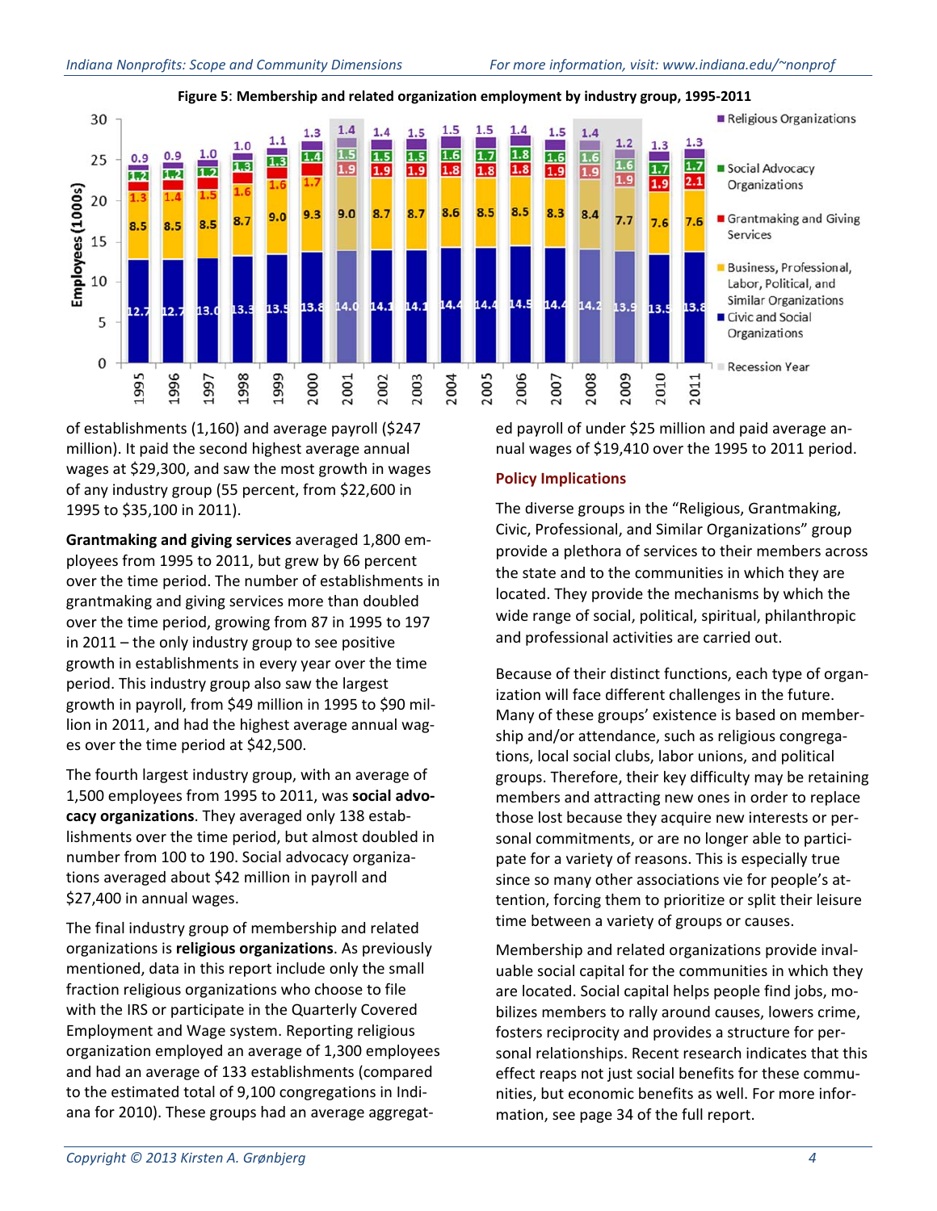**Figure 5**: **Membership and related organization employment by industry group, 1995-2011**

Employees (1000s)

30
25
20
15
10
5
0

1995 1996 1997 1998 1999 2000 2001 2002 2003 2004 2005 2006 2007 2008 2009 2010 2011

Religious Organizations: 0.9 0.9 1.0 1.0 1.1 1.3 1.4 1.4 1.5 1.5 1.5 1.4 1.5 1.4 1.2 1.3 1.3

Social Advocacy Organizations: 1.2 1.2 1.2 1.3 1.3 1.4 1.5 1.5 1.5 1.6 1.7 1.8 1.6 1.6 1.6 1.7 1.7

Grantmaking and Giving Services: 1.3 1.4 1.5 1.6 1.6 1.7 1.9 1.9 1.9 1.8 1.8 1.8 1.9 1.9 1.9 1.9 2.1

Business, Professional, Labor, Political, and Similar Organizations: 8.5 8.5 8.5 8.7 9.0 9.3 9.0 8.7 8.7 8.6 8.5 8.5 8.3 8.4 7.7 7.6 7.6

Civic and Social Organizations: 12.7 12.7 13.0 13.3 13.5 13.8 14.0 14.1 14.1 14.4 14.4 14.5 14.4 14.2 13.9 13.5 13.8

Recession Year

of establishments (1,160) and average payroll ($247 million). It paid the second highest average annual wages at $29,300, and saw the most growth in wages of any industry group (55 percent, from $22,600 in 1995 to $35,100 in 2011).

**Grantmaking and giving services** averaged 1,800 employees from 1995 to 2011, but grew by 66 percent over the time period. The number of establishments in grantmaking and giving services more than doubled over the time period, growing from 87 in 1995 to 197 in 2011 – the only industry group to see positive growth in establishments in every year over the time period. This industry group also saw the largest growth in payroll, from $49 million in 1995 to $90 million in 2011, and had the highest average annual wages over the time period at $42,500.

The fourth largest industry group, with an average of 1,500 employees from 1995 to 2011, was **social advocacy organizations**. They averaged only 138 establishments over the time period, but almost doubled in number from 100 to 190. Social advocacy organizations averaged about $42 million in payroll and $27,400 in annual wages.

The final industry group of membership and related organizations is **religious organizations**. As previously mentioned, data in this report include only the small fraction religious organizations who choose to file with the IRS or participate in the Quarterly Covered Employment and Wage system. Reporting religious organization employed an average of 1,300 employees and had an average of 133 establishments (compared to the estimated total of 9,100 congregations in Indiana for 2010). These groups had an average aggregated payroll of under $25 million and paid average annual wages of $19,410 over the 1995 to 2011 period.

## Policy Implications

The diverse groups in the "Religious, Grantmaking, Civic, Professional, and Similar Organizations" group provide a plethora of services to their members across the state and to the communities in which they are located. They provide the mechanisms by which the wide range of social, political, spiritual, philanthropic and professional activities are carried out.

Because of their distinct functions, each type of organization will face different challenges in the future. Many of these groups' existence is based on membership and/or attendance, such as religious congregations, local social clubs, labor unions, and political groups. Therefore, their key difficulty may be retaining members and attracting new ones in order to replace those lost because they acquire new interests or personal commitments, or are no longer able to participate for a variety of reasons. This is especially true since so many other associations vie for people's attention, forcing them to prioritize or split their leisure time between a variety of groups or causes.

Membership and related organizations provide invaluable social capital for the communities in which they are located. Social capital helps people find jobs, mobilizes members to rally around causes, lowers crime, fosters reciprocity and provides a structure for personal relationships. Recent research indicates that this effect reaps not just social benefits for these communities, but economic benefits as well. For more information, see page 34 of the full report.